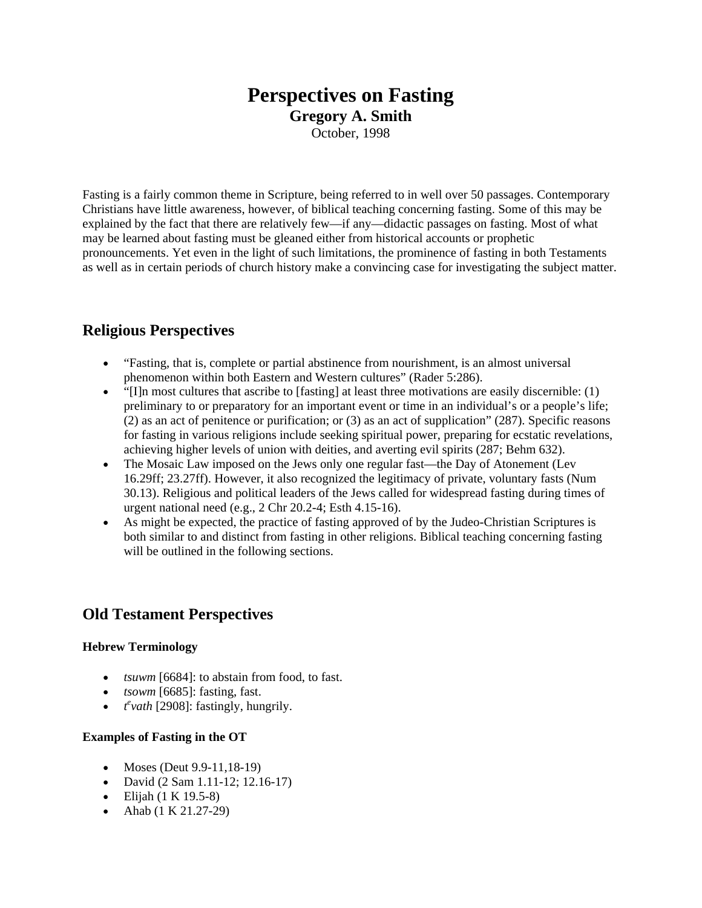# Perspectives on Fasting

**Gregory A. Smith**

October, 1998

Fasting is a fairly common theme in Scripture, being referred to in well over 50 passages. Contemporary Christians have little awareness, however, of biblical teaching concerning fasting. Some of this may be explained by the fact that there are relatively few—if any—didactic passages on fasting. Most of what may be learned about fasting must be gleaned either from historical accounts or prophetic pronouncements. Yet even in the light of such limitations, the prominence of fasting in both Testaments as well as in certain periods of church history make a convincing case for investigating the subject matter.

## Religious Perspectives

- "Fasting, that is, complete or partial abstinence from nourishment, is an almost universal phenomenon within both Eastern and Western cultures" (Rader 5:286).
- "[I]n most cultures that ascribe to [fasting] at least three motivations are easily discernible: (1) preliminary to or preparatory for an important event or time in an individual's or a people's life; (2) as an act of penitence or purification; or (3) as an act of supplication" (287). Specific reasons for fasting in various religions include seeking spiritual power, preparing for ecstatic revelations, achieving higher levels of union with deities, and averting evil spirits (287; Behm 632).
- The Mosaic Law imposed on the Jews only one regular fast—the Day of Atonement (Lev 16.29ff; 23.27ff). However, it also recognized the legitimacy of private, voluntary fasts (Num 30.13). Religious and political leaders of the Jews called for widespread fasting during times of urgent national need (e.g., 2 Chr 20.2-4; Esth 4.15-16).
- As might be expected, the practice of fasting approved of by the Judeo-Christian Scriptures is both similar to and distinct from fasting in other religions. Biblical teaching concerning fasting will be outlined in the following sections.

## Old Testament Perspectives

### Hebrew Terminology

- *tsuwm* [6684]: to abstain from food, to fast.
- *tsowm* [6685]: fasting, fast.
- *t*[e]*vath* [2908]: fastingly, hungrily.

### Examples of Fasting in the OT

- Moses (Deut 9.9-11,18-19)
- David (2 Sam 1.11-12; 12.16-17)
- Elijah (1 K 19.5-8)
- Ahab (1 K 21.27-29)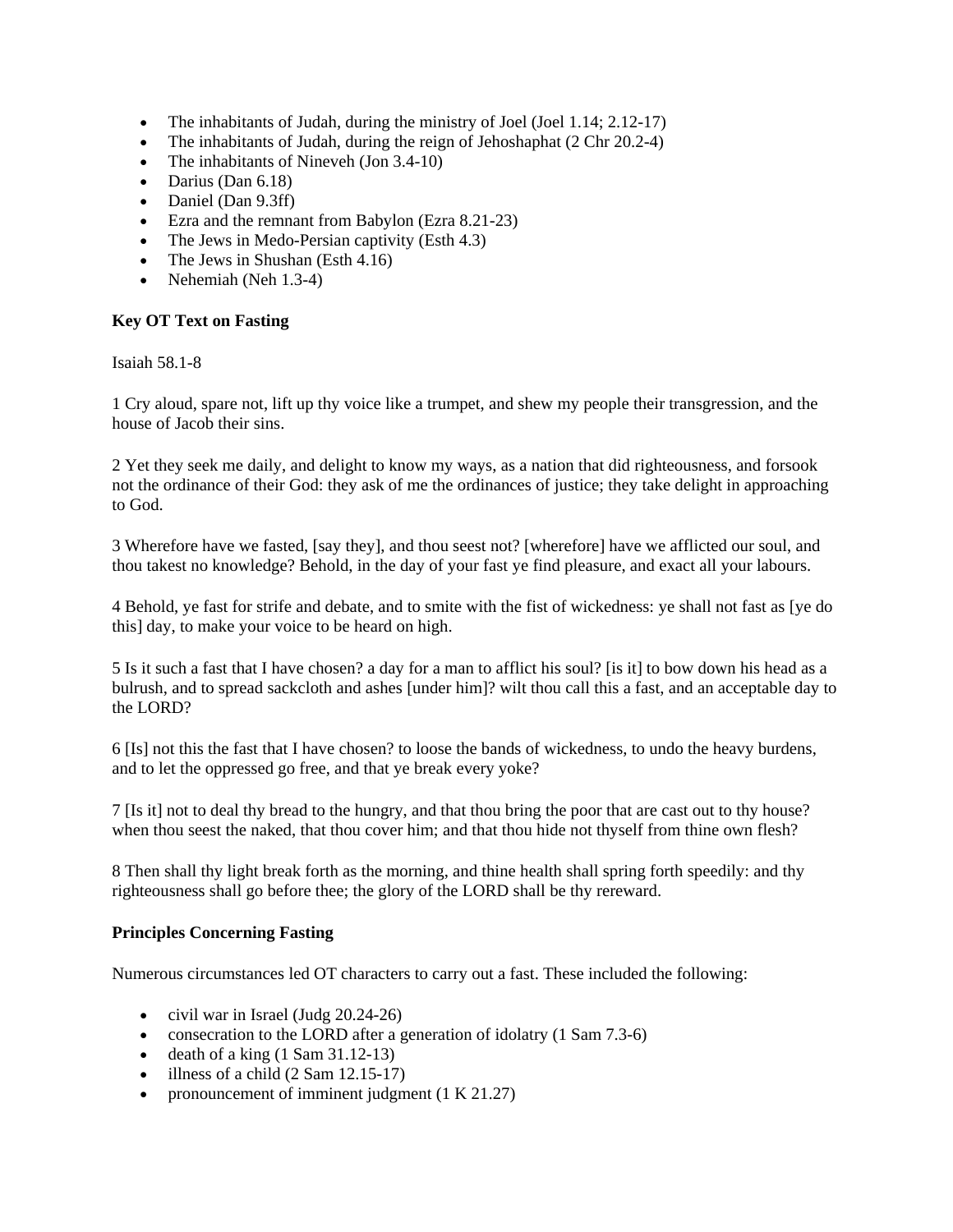- The inhabitants of Judah, during the ministry of Joel (Joel 1.14; 2.12-17)
- The inhabitants of Judah, during the reign of Jehoshaphat (2 Chr 20.2-4)
- The inhabitants of Nineveh (Jon 3.4-10)
- Darius (Dan 6.18)
- Daniel (Dan 9.3ff)
- Ezra and the remnant from Babylon (Ezra 8.21-23)
- The Jews in Medo-Persian captivity (Esth 4.3)
- The Jews in Shushan (Esth 4.16)
- Nehemiah (Neh 1.3-4)

**Key OT Text on Fasting**

Isaiah 58.1-8

1 Cry aloud, spare not, lift up thy voice like a trumpet, and shew my people their transgression, and the house of Jacob their sins.

2 Yet they seek me daily, and delight to know my ways, as a nation that did righteousness, and forsook not the ordinance of their God: they ask of me the ordinances of justice; they take delight in approaching to God.

3 Wherefore have we fasted, [say they], and thou seest not? [wherefore] have we afflicted our soul, and thou takest no knowledge? Behold, in the day of your fast ye find pleasure, and exact all your labours.

4 Behold, ye fast for strife and debate, and to smite with the fist of wickedness: ye shall not fast as [ye do this] day, to make your voice to be heard on high.

5 Is it such a fast that I have chosen? a day for a man to afflict his soul? [is it] to bow down his head as a bulrush, and to spread sackcloth and ashes [under him]? wilt thou call this a fast, and an acceptable day to the LORD?

6 [Is] not this the fast that I have chosen? to loose the bands of wickedness, to undo the heavy burdens, and to let the oppressed go free, and that ye break every yoke?

7 [Is it] not to deal thy bread to the hungry, and that thou bring the poor that are cast out to thy house? when thou seest the naked, that thou cover him; and that thou hide not thyself from thine own flesh?

8 Then shall thy light break forth as the morning, and thine health shall spring forth speedily: and thy righteousness shall go before thee; the glory of the LORD shall be thy rereward.

**Principles Concerning Fasting**

Numerous circumstances led OT characters to carry out a fast. These included the following:

- civil war in Israel (Judg 20.24-26)
- consecration to the LORD after a generation of idolatry (1 Sam 7.3-6)
- death of a king (1 Sam 31.12-13)
- illness of a child (2 Sam 12.15-17)
- pronouncement of imminent judgment (1 K 21.27)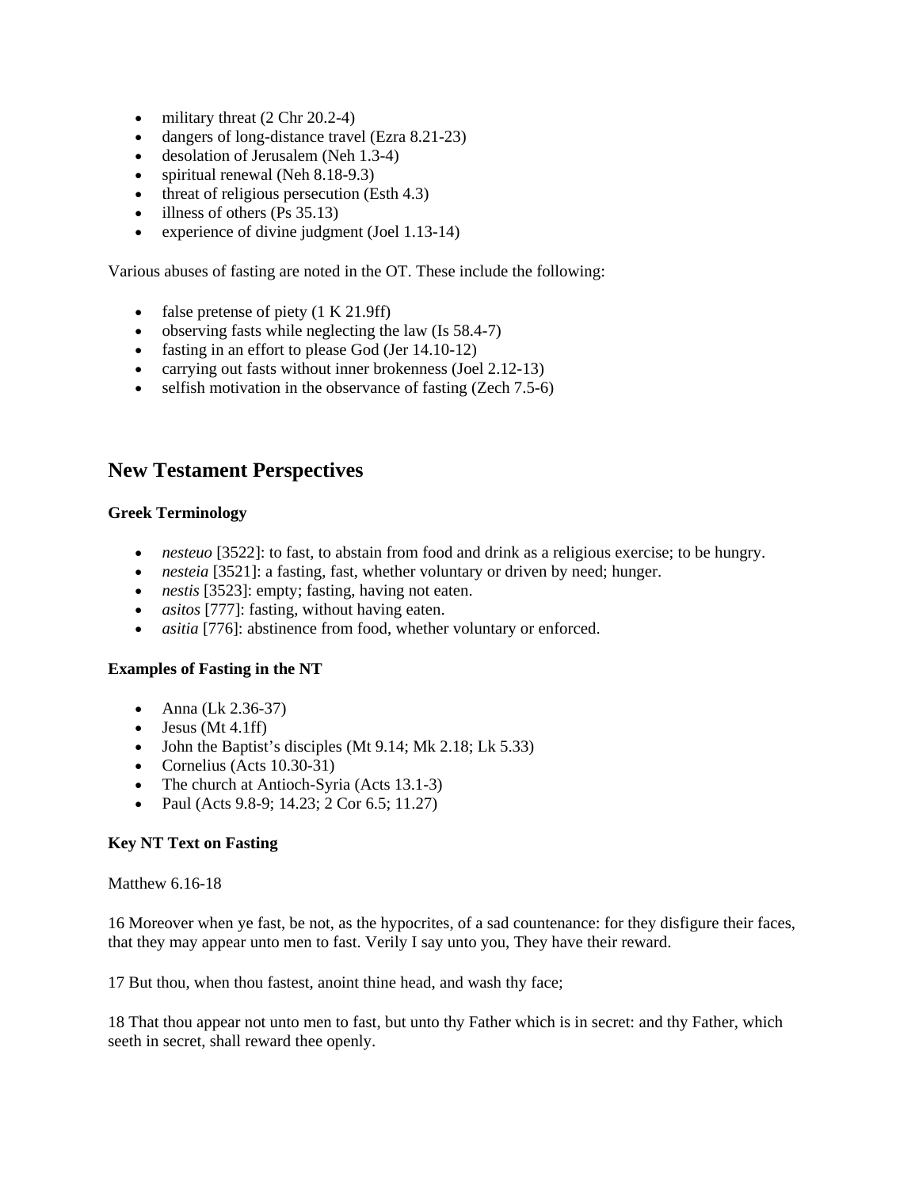- military threat (2 Chr 20.2-4)
- dangers of long-distance travel (Ezra 8.21-23)
- desolation of Jerusalem (Neh 1.3-4)
- spiritual renewal (Neh 8.18-9.3)
- threat of religious persecution (Esth 4.3)
- illness of others (Ps 35.13)
- experience of divine judgment (Joel 1.13-14)

Various abuses of fasting are noted in the OT. These include the following:

- false pretense of piety (1 K 21.9ff)
- observing fasts while neglecting the law (Is 58.4-7)
- fasting in an effort to please God (Jer 14.10-12)
- carrying out fasts without inner brokenness (Joel 2.12-13)
- selfish motivation in the observance of fasting (Zech 7.5-6)

## New Testament Perspectives

**Greek Terminology**

- *nesteuo* [3522]: to fast, to abstain from food and drink as a religious exercise; to be hungry.
- *nesteia* [3521]: a fasting, fast, whether voluntary or driven by need; hunger.
- *nestis* [3523]: empty; fasting, having not eaten.
- *asitos* [777]: fasting, without having eaten.
- *asitia* [776]: abstinence from food, whether voluntary or enforced.

**Examples of Fasting in the NT**

- Anna (Lk 2.36-37)
- Jesus (Mt 4.1ff)
- John the Baptist's disciples (Mt 9.14; Mk 2.18; Lk 5.33)
- Cornelius (Acts 10.30-31)
- The church at Antioch-Syria (Acts 13.1-3)
- Paul (Acts 9.8-9; 14.23; 2 Cor 6.5; 11.27)

**Key NT Text on Fasting**

Matthew 6.16-18

16 Moreover when ye fast, be not, as the hypocrites, of a sad countenance: for they disfigure their faces, that they may appear unto men to fast. Verily I say unto you, They have their reward.

17 But thou, when thou fastest, anoint thine head, and wash thy face;

18 That thou appear not unto men to fast, but unto thy Father which is in secret: and thy Father, which seeth in secret, shall reward thee openly.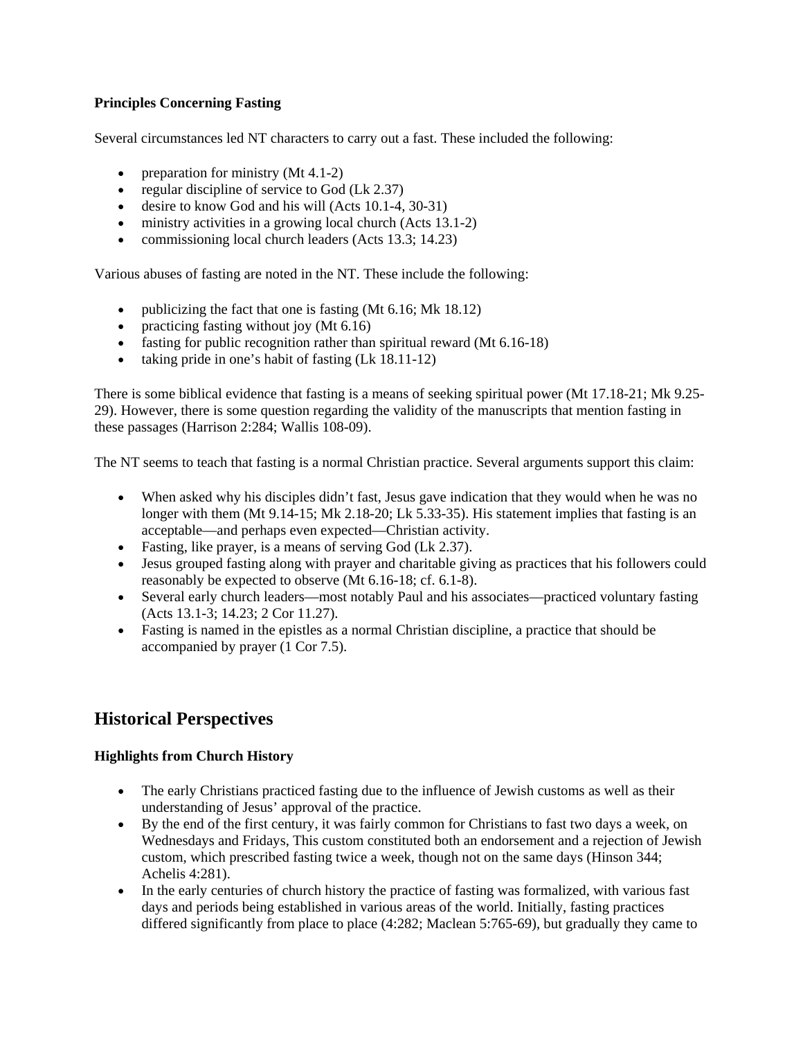### Principles Concerning Fasting

Several circumstances led NT characters to carry out a fast. These included the following:

- preparation for ministry (Mt 4.1-2)
- regular discipline of service to God (Lk 2.37)
- desire to know God and his will (Acts 10.1-4, 30-31)
- ministry activities in a growing local church (Acts 13.1-2)
- commissioning local church leaders (Acts 13.3; 14.23)

Various abuses of fasting are noted in the NT. These include the following:

- publicizing the fact that one is fasting (Mt 6.16; Mk 18.12)
- practicing fasting without joy (Mt 6.16)
- fasting for public recognition rather than spiritual reward (Mt 6.16-18)
- taking pride in one's habit of fasting (Lk 18.11-12)

There is some biblical evidence that fasting is a means of seeking spiritual power (Mt 17.18-21; Mk 9.25-29). However, there is some question regarding the validity of the manuscripts that mention fasting in these passages (Harrison 2:284; Wallis 108-09).

The NT seems to teach that fasting is a normal Christian practice. Several arguments support this claim:

- When asked why his disciples didn't fast, Jesus gave indication that they would when he was no longer with them (Mt 9.14-15; Mk 2.18-20; Lk 5.33-35). His statement implies that fasting is an acceptable—and perhaps even expected—Christian activity.
- Fasting, like prayer, is a means of serving God (Lk 2.37).
- Jesus grouped fasting along with prayer and charitable giving as practices that his followers could reasonably be expected to observe (Mt 6.16-18; cf. 6.1-8).
- Several early church leaders—most notably Paul and his associates—practiced voluntary fasting (Acts 13.1-3; 14.23; 2 Cor 11.27).
- Fasting is named in the epistles as a normal Christian discipline, a practice that should be accompanied by prayer (1 Cor 7.5).

## Historical Perspectives

### Highlights from Church History

- The early Christians practiced fasting due to the influence of Jewish customs as well as their understanding of Jesus' approval of the practice.
- By the end of the first century, it was fairly common for Christians to fast two days a week, on Wednesdays and Fridays, This custom constituted both an endorsement and a rejection of Jewish custom, which prescribed fasting twice a week, though not on the same days (Hinson 344; Achelis 4:281).
- In the early centuries of church history the practice of fasting was formalized, with various fast days and periods being established in various areas of the world. Initially, fasting practices differed significantly from place to place (4:282; Maclean 5:765-69), but gradually they came to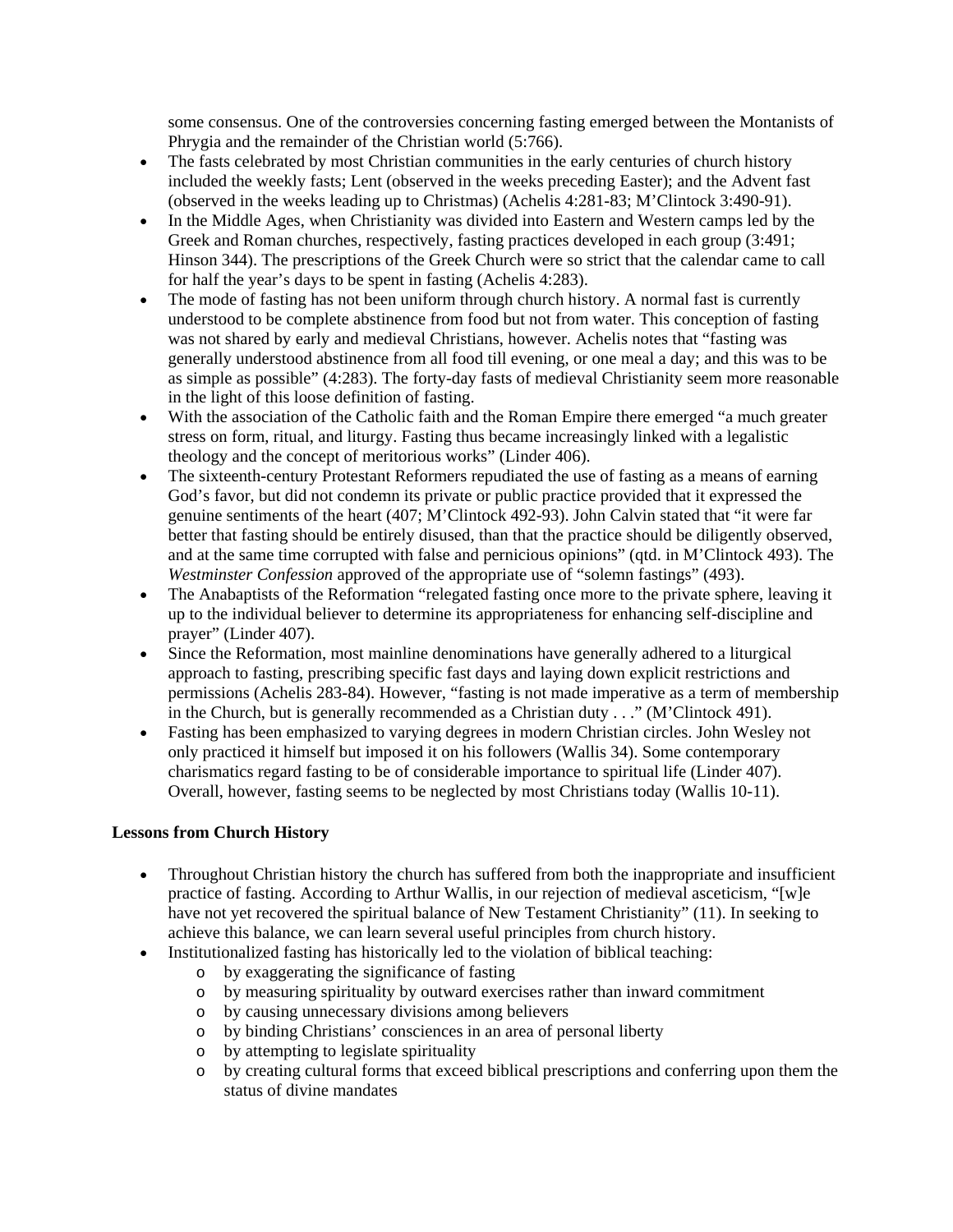some consensus. One of the controversies concerning fasting emerged between the Montanists of Phrygia and the remainder of the Christian world (5:766).

- The fasts celebrated by most Christian communities in the early centuries of church history included the weekly fasts; Lent (observed in the weeks preceding Easter); and the Advent fast (observed in the weeks leading up to Christmas) (Achelis 4:281-83; M'Clintock 3:490-91).
- In the Middle Ages, when Christianity was divided into Eastern and Western camps led by the Greek and Roman churches, respectively, fasting practices developed in each group (3:491; Hinson 344). The prescriptions of the Greek Church were so strict that the calendar came to call for half the year's days to be spent in fasting (Achelis 4:283).
- The mode of fasting has not been uniform through church history. A normal fast is currently understood to be complete abstinence from food but not from water. This conception of fasting was not shared by early and medieval Christians, however. Achelis notes that "fasting was generally understood abstinence from all food till evening, or one meal a day; and this was to be as simple as possible" (4:283). The forty-day fasts of medieval Christianity seem more reasonable in the light of this loose definition of fasting.
- With the association of the Catholic faith and the Roman Empire there emerged "a much greater stress on form, ritual, and liturgy. Fasting thus became increasingly linked with a legalistic theology and the concept of meritorious works" (Linder 406).
- The sixteenth-century Protestant Reformers repudiated the use of fasting as a means of earning God's favor, but did not condemn its private or public practice provided that it expressed the genuine sentiments of the heart (407; M'Clintock 492-93). John Calvin stated that "it were far better that fasting should be entirely disused, than that the practice should be diligently observed, and at the same time corrupted with false and pernicious opinions" (qtd. in M'Clintock 493). The *Westminster Confession* approved of the appropriate use of "solemn fastings" (493).
- The Anabaptists of the Reformation "relegated fasting once more to the private sphere, leaving it up to the individual believer to determine its appropriateness for enhancing self-discipline and prayer" (Linder 407).
- Since the Reformation, most mainline denominations have generally adhered to a liturgical approach to fasting, prescribing specific fast days and laying down explicit restrictions and permissions (Achelis 283-84). However, "fasting is not made imperative as a term of membership in the Church, but is generally recommended as a Christian duty . . ." (M'Clintock 491).
- Fasting has been emphasized to varying degrees in modern Christian circles. John Wesley not only practiced it himself but imposed it on his followers (Wallis 34). Some contemporary charismatics regard fasting to be of considerable importance to spiritual life (Linder 407). Overall, however, fasting seems to be neglected by most Christians today (Wallis 10-11).

**Lessons from Church History**

- Throughout Christian history the church has suffered from both the inappropriate and insufficient practice of fasting. According to Arthur Wallis, in our rejection of medieval asceticism, "[w]e have not yet recovered the spiritual balance of New Testament Christianity" (11). In seeking to achieve this balance, we can learn several useful principles from church history.
- Institutionalized fasting has historically led to the violation of biblical teaching:
  - by exaggerating the significance of fasting
  - by measuring spirituality by outward exercises rather than inward commitment
  - by causing unnecessary divisions among believers
  - by binding Christians' consciences in an area of personal liberty
  - by attempting to legislate spirituality
  - by creating cultural forms that exceed biblical prescriptions and conferring upon them the status of divine mandates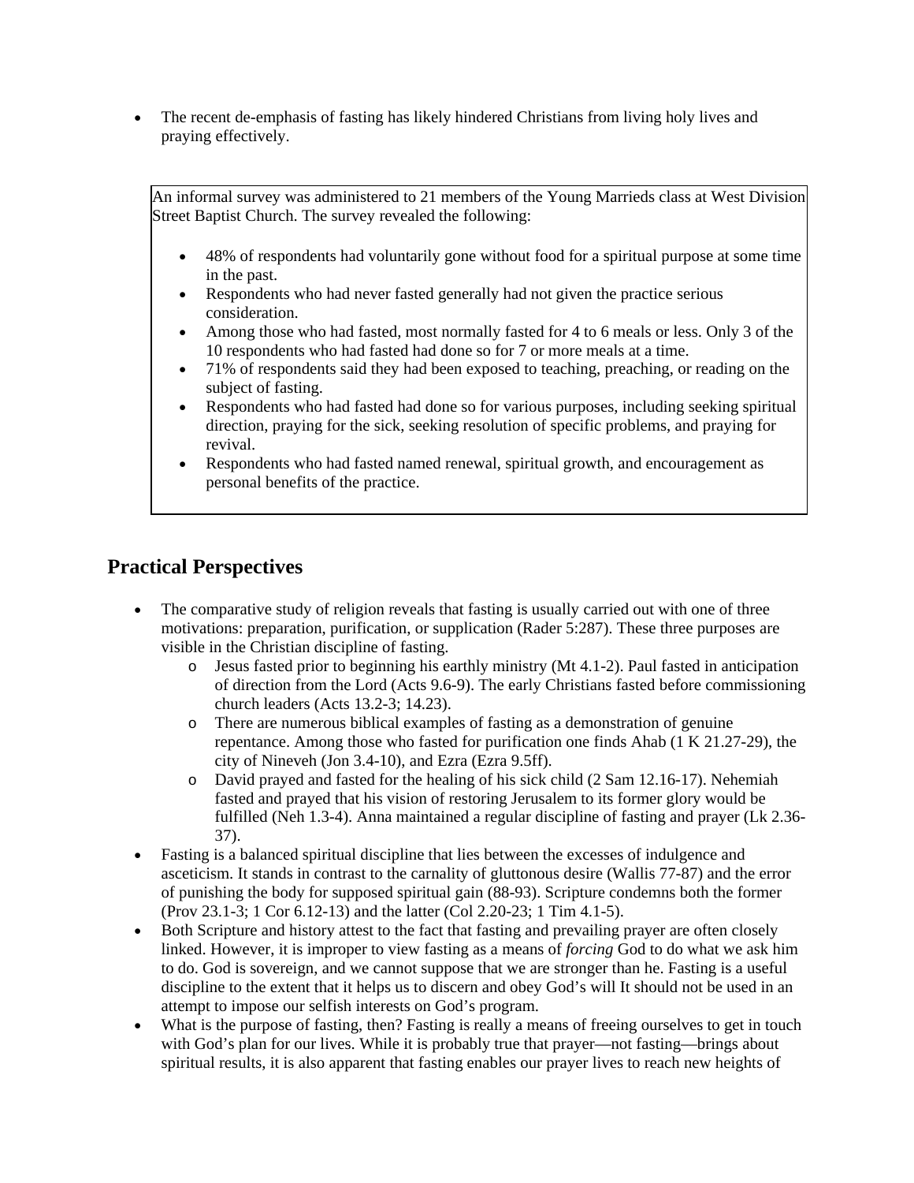- The recent de-emphasis of fasting has likely hindered Christians from living holy lives and praying effectively.

> An informal survey was administered to 21 members of the Young Marrieds class at West Division Street Baptist Church. The survey revealed the following:
>
> - 48% of respondents had voluntarily gone without food for a spiritual purpose at some time in the past.
> - Respondents who had never fasted generally had not given the practice serious consideration.
> - Among those who had fasted, most normally fasted for 4 to 6 meals or less. Only 3 of the 10 respondents who had fasted had done so for 7 or more meals at a time.
> - 71% of respondents said they had been exposed to teaching, preaching, or reading on the subject of fasting.
> - Respondents who had fasted had done so for various purposes, including seeking spiritual direction, praying for the sick, seeking resolution of specific problems, and praying for revival.
> - Respondents who had fasted named renewal, spiritual growth, and encouragement as personal benefits of the practice.

## Practical Perspectives

- The comparative study of religion reveals that fasting is usually carried out with one of three motivations: preparation, purification, or supplication (Rader 5:287). These three purposes are visible in the Christian discipline of fasting.
  - Jesus fasted prior to beginning his earthly ministry (Mt 4.1-2). Paul fasted in anticipation of direction from the Lord (Acts 9.6-9). The early Christians fasted before commissioning church leaders (Acts 13.2-3; 14.23).
  - There are numerous biblical examples of fasting as a demonstration of genuine repentance. Among those who fasted for purification one finds Ahab (1 K 21.27-29), the city of Nineveh (Jon 3.4-10), and Ezra (Ezra 9.5ff).
  - David prayed and fasted for the healing of his sick child (2 Sam 12.16-17). Nehemiah fasted and prayed that his vision of restoring Jerusalem to its former glory would be fulfilled (Neh 1.3-4). Anna maintained a regular discipline of fasting and prayer (Lk 2.36-37).
- Fasting is a balanced spiritual discipline that lies between the excesses of indulgence and asceticism. It stands in contrast to the carnality of gluttonous desire (Wallis 77-87) and the error of punishing the body for supposed spiritual gain (88-93). Scripture condemns both the former (Prov 23.1-3; 1 Cor 6.12-13) and the latter (Col 2.20-23; 1 Tim 4.1-5).
- Both Scripture and history attest to the fact that fasting and prevailing prayer are often closely linked. However, it is improper to view fasting as a means of *forcing* God to do what we ask him to do. God is sovereign, and we cannot suppose that we are stronger than he. Fasting is a useful discipline to the extent that it helps us to discern and obey God's will It should not be used in an attempt to impose our selfish interests on God's program.
- What is the purpose of fasting, then? Fasting is really a means of freeing ourselves to get in touch with God's plan for our lives. While it is probably true that prayer—not fasting—brings about spiritual results, it is also apparent that fasting enables our prayer lives to reach new heights of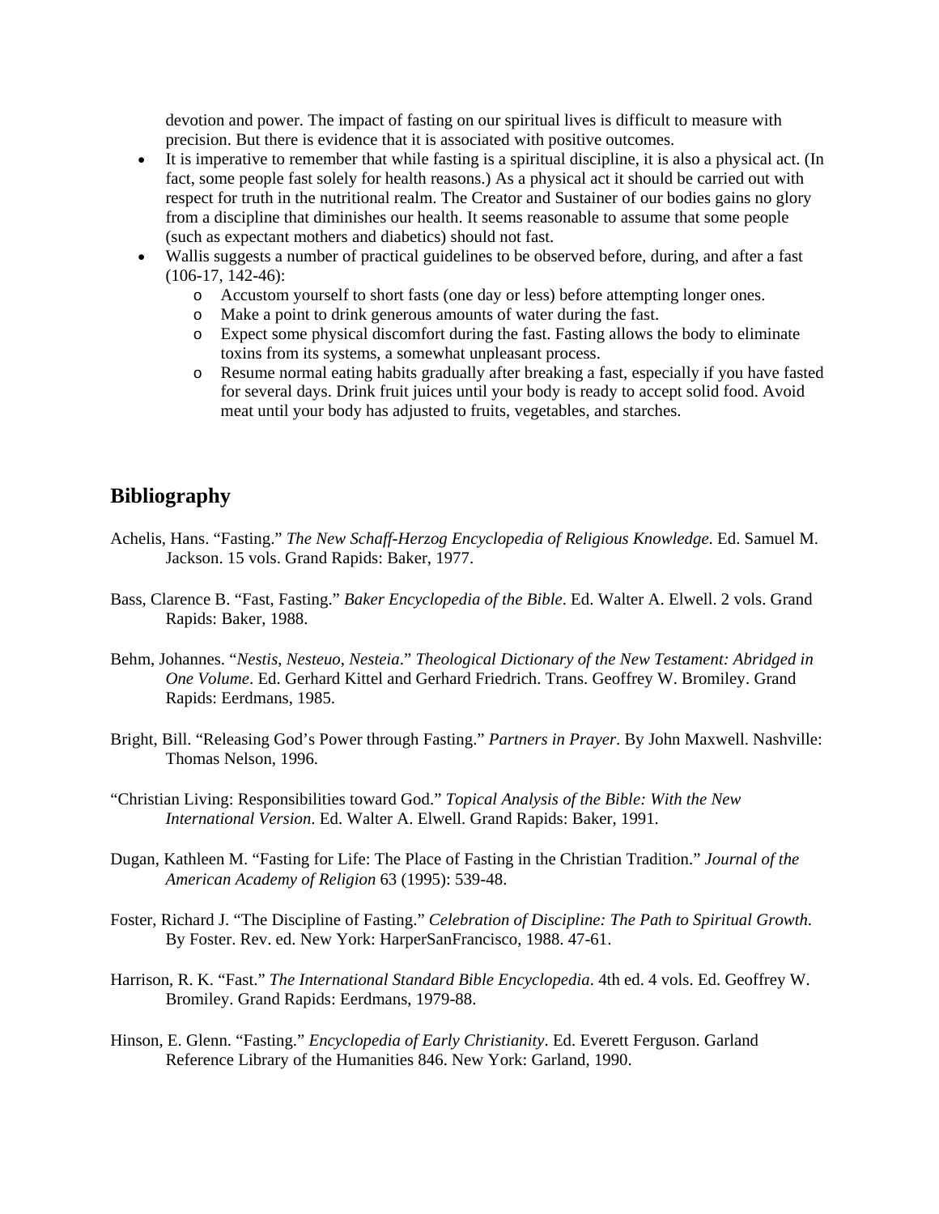devotion and power. The impact of fasting on our spiritual lives is difficult to measure with precision. But there is evidence that it is associated with positive outcomes.

- It is imperative to remember that while fasting is a spiritual discipline, it is also a physical act. (In fact, some people fast solely for health reasons.) As a physical act it should be carried out with respect for truth in the nutritional realm. The Creator and Sustainer of our bodies gains no glory from a discipline that diminishes our health. It seems reasonable to assume that some people (such as expectant mothers and diabetics) should not fast.
- Wallis suggests a number of practical guidelines to be observed before, during, and after a fast (106-17, 142-46):
  - Accustom yourself to short fasts (one day or less) before attempting longer ones.
  - Make a point to drink generous amounts of water during the fast.
  - Expect some physical discomfort during the fast. Fasting allows the body to eliminate toxins from its systems, a somewhat unpleasant process.
  - Resume normal eating habits gradually after breaking a fast, especially if you have fasted for several days. Drink fruit juices until your body is ready to accept solid food. Avoid meat until your body has adjusted to fruits, vegetables, and starches.

## Bibliography

Achelis, Hans. "Fasting." *The New Schaff-Herzog Encyclopedia of Religious Knowledge*. Ed. Samuel M. Jackson. 15 vols. Grand Rapids: Baker, 1977.

Bass, Clarence B. "Fast, Fasting." *Baker Encyclopedia of the Bible*. Ed. Walter A. Elwell. 2 vols. Grand Rapids: Baker, 1988.

Behm, Johannes. "*Nestis*, *Nesteuo*, *Nesteia*." *Theological Dictionary of the New Testament: Abridged in One Volume*. Ed. Gerhard Kittel and Gerhard Friedrich. Trans. Geoffrey W. Bromiley. Grand Rapids: Eerdmans, 1985.

Bright, Bill. "Releasing God's Power through Fasting." *Partners in Prayer*. By John Maxwell. Nashville: Thomas Nelson, 1996.

"Christian Living: Responsibilities toward God." *Topical Analysis of the Bible: With the New International Version*. Ed. Walter A. Elwell. Grand Rapids: Baker, 1991.

Dugan, Kathleen M. "Fasting for Life: The Place of Fasting in the Christian Tradition." *Journal of the American Academy of Religion* 63 (1995): 539-48.

Foster, Richard J. "The Discipline of Fasting." *Celebration of Discipline: The Path to Spiritual Growth*. By Foster. Rev. ed. New York: HarperSanFrancisco, 1988. 47-61.

Harrison, R. K. "Fast." *The International Standard Bible Encyclopedia*. 4th ed. 4 vols. Ed. Geoffrey W. Bromiley. Grand Rapids: Eerdmans, 1979-88.

Hinson, E. Glenn. "Fasting." *Encyclopedia of Early Christianity*. Ed. Everett Ferguson. Garland Reference Library of the Humanities 846. New York: Garland, 1990.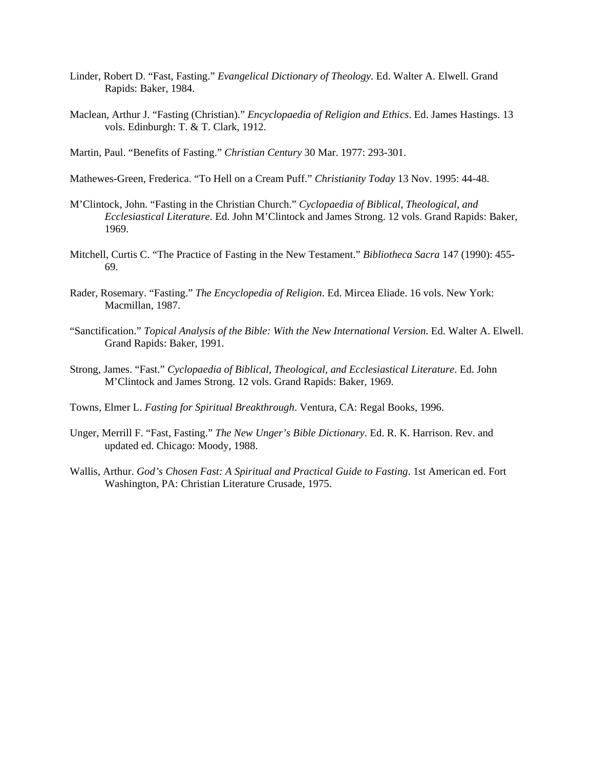Linder, Robert D. “Fast, Fasting.” *Evangelical Dictionary of Theology*. Ed. Walter A. Elwell. Grand Rapids: Baker, 1984.

Maclean, Arthur J. “Fasting (Christian).” *Encyclopaedia of Religion and Ethics*. Ed. James Hastings. 13 vols. Edinburgh: T. & T. Clark, 1912.

Martin, Paul. “Benefits of Fasting.” *Christian Century* 30 Mar. 1977: 293-301.

Mathewes-Green, Frederica. “To Hell on a Cream Puff.” *Christianity Today* 13 Nov. 1995: 44-48.

M’Clintock, John. “Fasting in the Christian Church.” *Cyclopaedia of Biblical, Theological, and Ecclesiastical Literature*. Ed. John M’Clintock and James Strong. 12 vols. Grand Rapids: Baker, 1969.

Mitchell, Curtis C. “The Practice of Fasting in the New Testament.” *Bibliotheca Sacra* 147 (1990): 455-69.

Rader, Rosemary. “Fasting.” *The Encyclopedia of Religion*. Ed. Mircea Eliade. 16 vols. New York: Macmillan, 1987.

“Sanctification.” *Topical Analysis of the Bible: With the New International Version*. Ed. Walter A. Elwell. Grand Rapids: Baker, 1991.

Strong, James. “Fast.” *Cyclopaedia of Biblical, Theological, and Ecclesiastical Literature*. Ed. John M’Clintock and James Strong. 12 vols. Grand Rapids: Baker, 1969.

Towns, Elmer L. *Fasting for Spiritual Breakthrough*. Ventura, CA: Regal Books, 1996.

Unger, Merrill F. “Fast, Fasting.” *The New Unger’s Bible Dictionary*. Ed. R. K. Harrison. Rev. and updated ed. Chicago: Moody, 1988.

Wallis, Arthur. *God’s Chosen Fast: A Spiritual and Practical Guide to Fasting*. 1st American ed. Fort Washington, PA: Christian Literature Crusade, 1975.